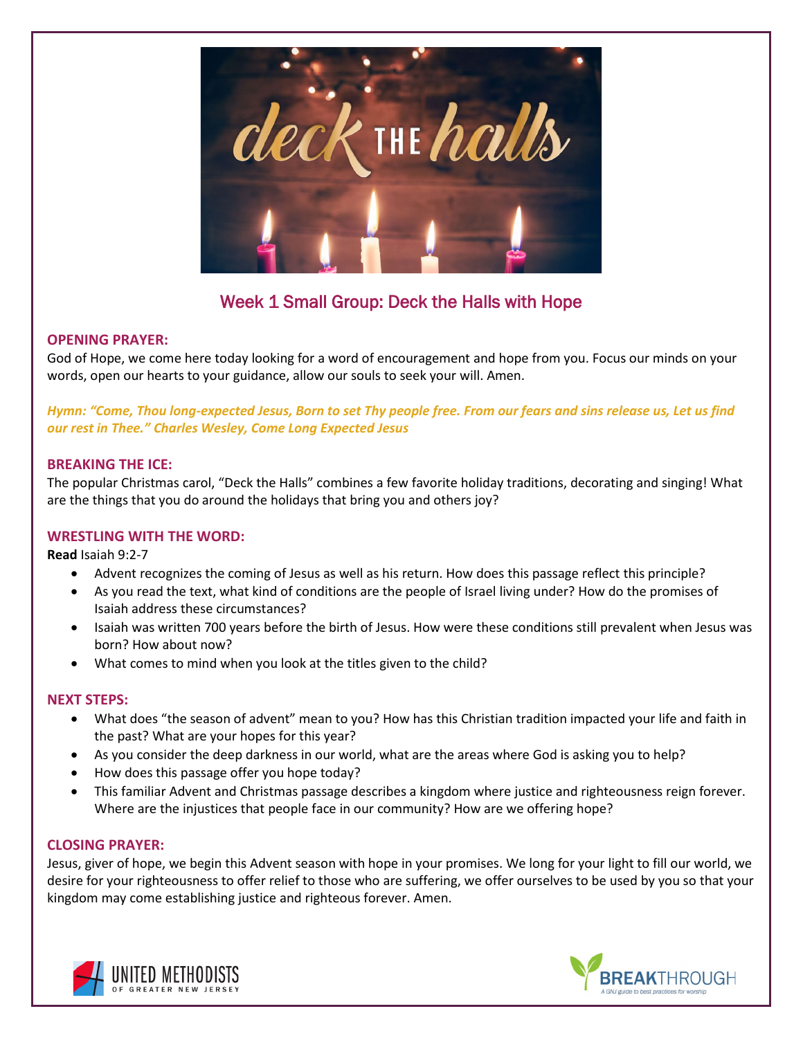## Week 1 Small Group: Deck the Halls with Hope

**OPENING PRAYER:**

God of Hope, we come here today looking for a word of encouragement and hope from you. Focus our minds on your words, open our hearts to your guidance, allow our souls to seek your will. Amen.

***Hymn: "Come, Thou long-expected Jesus, Born to set Thy people free. From our fears and sins release us, Let us find our rest in Thee." Charles Wesley, Come Long Expected Jesus***

**BREAKING THE ICE:**

The popular Christmas carol, "Deck the Halls" combines a few favorite holiday traditions, decorating and singing! What are the things that you do around the holidays that bring you and others joy?

**WRESTLING WITH THE WORD:**

**Read** Isaiah 9:2-7

- Advent recognizes the coming of Jesus as well as his return. How does this passage reflect this principle?
- As you read the text, what kind of conditions are the people of Israel living under? How do the promises of Isaiah address these circumstances?
- Isaiah was written 700 years before the birth of Jesus. How were these conditions still prevalent when Jesus was born? How about now?
- What comes to mind when you look at the titles given to the child?

**NEXT STEPS:**

- What does "the season of advent" mean to you? How has this Christian tradition impacted your life and faith in the past? What are your hopes for this year?
- As you consider the deep darkness in our world, what are the areas where God is asking you to help?
- How does this passage offer you hope today?
- This familiar Advent and Christmas passage describes a kingdom where justice and righteousness reign forever. Where are the injustices that people face in our community? How are we offering hope?

**CLOSING PRAYER:**

Jesus, giver of hope, we begin this Advent season with hope in your promises. We long for your light to fill our world, we desire for your righteousness to offer relief to those who are suffering, we offer ourselves to be used by you so that your kingdom may come establishing justice and righteous forever. Amen.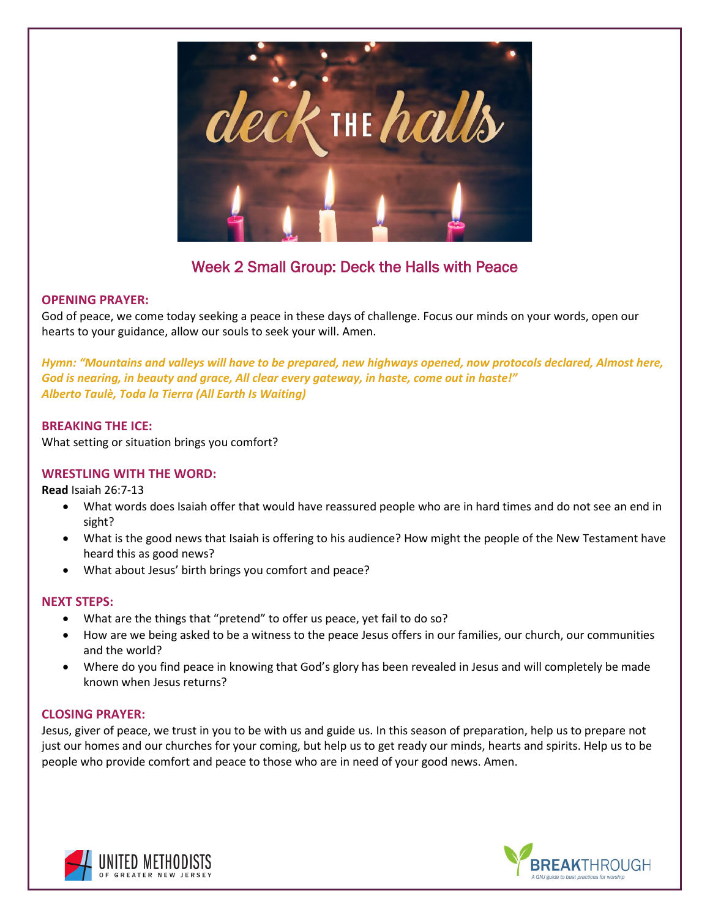## Week 2 Small Group: Deck the Halls with Peace

**OPENING PRAYER:**

God of peace, we come today seeking a peace in these days of challenge. Focus our minds on your words, open our hearts to your guidance, allow our souls to seek your will. Amen.

***Hymn: "Mountains and valleys will have to be prepared, new highways opened, now protocols declared, Almost here, God is nearing, in beauty and grace, All clear every gateway, in haste, come out in haste!"***
***Alberto Taulè, Toda la Tierra (All Earth Is Waiting)***

**BREAKING THE ICE:**

What setting or situation brings you comfort?

**WRESTLING WITH THE WORD:**

**Read** Isaiah 26:7-13

- What words does Isaiah offer that would have reassured people who are in hard times and do not see an end in sight?
- What is the good news that Isaiah is offering to his audience? How might the people of the New Testament have heard this as good news?
- What about Jesus' birth brings you comfort and peace?

**NEXT STEPS:**

- What are the things that "pretend" to offer us peace, yet fail to do so?
- How are we being asked to be a witness to the peace Jesus offers in our families, our church, our communities and the world?
- Where do you find peace in knowing that God's glory has been revealed in Jesus and will completely be made known when Jesus returns?

**CLOSING PRAYER:**

Jesus, giver of peace, we trust in you to be with us and guide us. In this season of preparation, help us to prepare not just our homes and our churches for your coming, but help us to get ready our minds, hearts and spirits. Help us to be people who provide comfort and peace to those who are in need of your good news. Amen.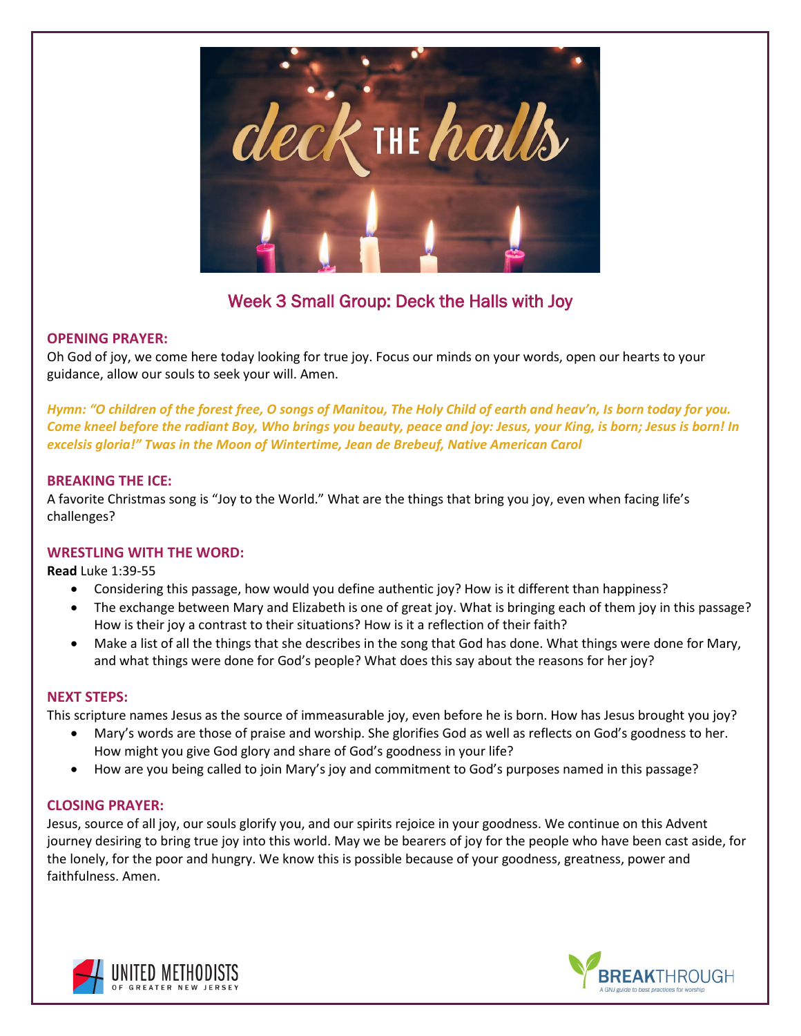## Week 3 Small Group: Deck the Halls with Joy

### OPENING PRAYER:

Oh God of joy, we come here today looking for true joy. Focus our minds on your words, open our hearts to your guidance, allow our souls to seek your will. Amen.

***Hymn: "O children of the forest free, O songs of Manitou, The Holy Child of earth and heav'n, Is born today for you. Come kneel before the radiant Boy, Who brings you beauty, peace and joy: Jesus, your King, is born; Jesus is born! In excelsis gloria!" Twas in the Moon of Wintertime, Jean de Brebeuf, Native American Carol***

### BREAKING THE ICE:

A favorite Christmas song is "Joy to the World." What are the things that bring you joy, even when facing life's challenges?

### WRESTLING WITH THE WORD:

**Read** Luke 1:39-55

- Considering this passage, how would you define authentic joy? How is it different than happiness?
- The exchange between Mary and Elizabeth is one of great joy. What is bringing each of them joy in this passage? How is their joy a contrast to their situations? How is it a reflection of their faith?
- Make a list of all the things that she describes in the song that God has done. What things were done for Mary, and what things were done for God's people? What does this say about the reasons for her joy?

### NEXT STEPS:

This scripture names Jesus as the source of immeasurable joy, even before he is born. How has Jesus brought you joy?

- Mary's words are those of praise and worship. She glorifies God as well as reflects on God's goodness to her. How might you give God glory and share of God's goodness in your life?
- How are you being called to join Mary's joy and commitment to God's purposes named in this passage?

### CLOSING PRAYER:

Jesus, source of all joy, our souls glorify you, and our spirits rejoice in your goodness. We continue on this Advent journey desiring to bring true joy into this world. May we be bearers of joy for the people who have been cast aside, for the lonely, for the poor and hungry. We know this is possible because of your goodness, greatness, power and faithfulness. Amen.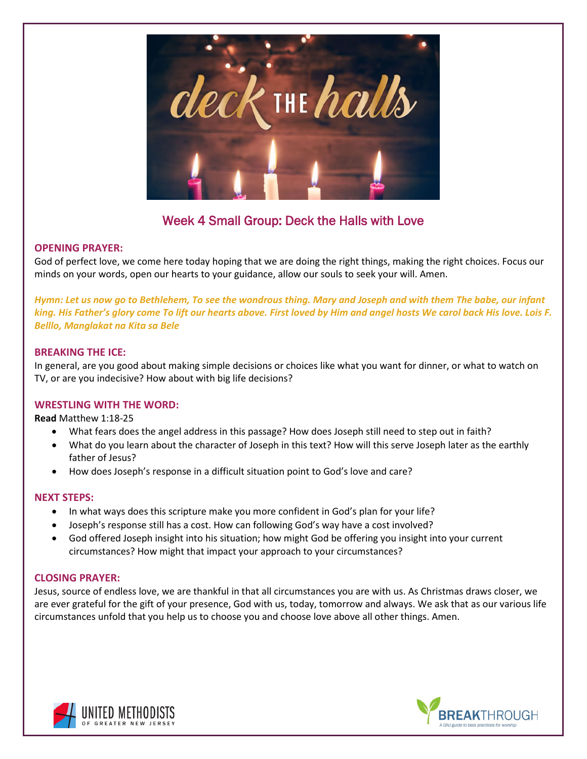## Week 4 Small Group: Deck the Halls with Love

**OPENING PRAYER:**

God of perfect love, we come here today hoping that we are doing the right things, making the right choices. Focus our minds on your words, open our hearts to your guidance, allow our souls to seek your will. Amen.

***Hymn: Let us now go to Bethlehem, To see the wondrous thing. Mary and Joseph and with them The babe, our infant king. His Father's glory come To lift our hearts above. First loved by Him and angel hosts We carol back His love. Lois F. Belllo, Manglakat na Kita sa Bele***

**BREAKING THE ICE:**

In general, are you good about making simple decisions or choices like what you want for dinner, or what to watch on TV, or are you indecisive? How about with big life decisions?

**WRESTLING WITH THE WORD:**

**Read** Matthew 1:18-25

- What fears does the angel address in this passage? How does Joseph still need to step out in faith?
- What do you learn about the character of Joseph in this text? How will this serve Joseph later as the earthly father of Jesus?
- How does Joseph's response in a difficult situation point to God's love and care?

**NEXT STEPS:**

- In what ways does this scripture make you more confident in God's plan for your life?
- Joseph's response still has a cost. How can following God's way have a cost involved?
- God offered Joseph insight into his situation; how might God be offering you insight into your current circumstances? How might that impact your approach to your circumstances?

**CLOSING PRAYER:**

Jesus, source of endless love, we are thankful in that all circumstances you are with us. As Christmas draws closer, we are ever grateful for the gift of your presence, God with us, today, tomorrow and always. We ask that as our various life circumstances unfold that you help us to choose you and choose love above all other things. Amen.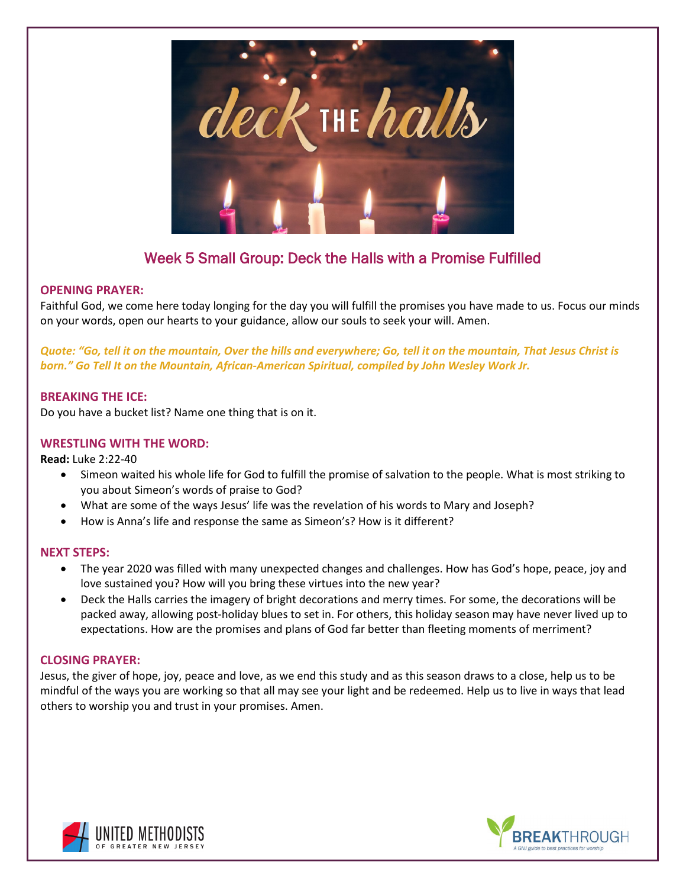# Week 5 Small Group: Deck the Halls with a Promise Fulfilled

## OPENING PRAYER:

Faithful God, we come here today longing for the day you will fulfill the promises you have made to us. Focus our minds on your words, open our hearts to your guidance, allow our souls to seek your will. Amen.

***Quote: "Go, tell it on the mountain, Over the hills and everywhere; Go, tell it on the mountain, That Jesus Christ is born." Go Tell It on the Mountain, African-American Spiritual, compiled by John Wesley Work Jr.***

## BREAKING THE ICE:

Do you have a bucket list? Name one thing that is on it.

## WRESTLING WITH THE WORD:

**Read:** Luke 2:22-40

- Simeon waited his whole life for God to fulfill the promise of salvation to the people. What is most striking to you about Simeon's words of praise to God?
- What are some of the ways Jesus' life was the revelation of his words to Mary and Joseph?
- How is Anna's life and response the same as Simeon's? How is it different?

## NEXT STEPS:

- The year 2020 was filled with many unexpected changes and challenges. How has God's hope, peace, joy and love sustained you? How will you bring these virtues into the new year?
- Deck the Halls carries the imagery of bright decorations and merry times. For some, the decorations will be packed away, allowing post-holiday blues to set in. For others, this holiday season may have never lived up to expectations. How are the promises and plans of God far better than fleeting moments of merriment?

## CLOSING PRAYER:

Jesus, the giver of hope, joy, peace and love, as we end this study and as this season draws to a close, help us to be mindful of the ways you are working so that all may see your light and be redeemed. Help us to live in ways that lead others to worship you and trust in your promises. Amen.